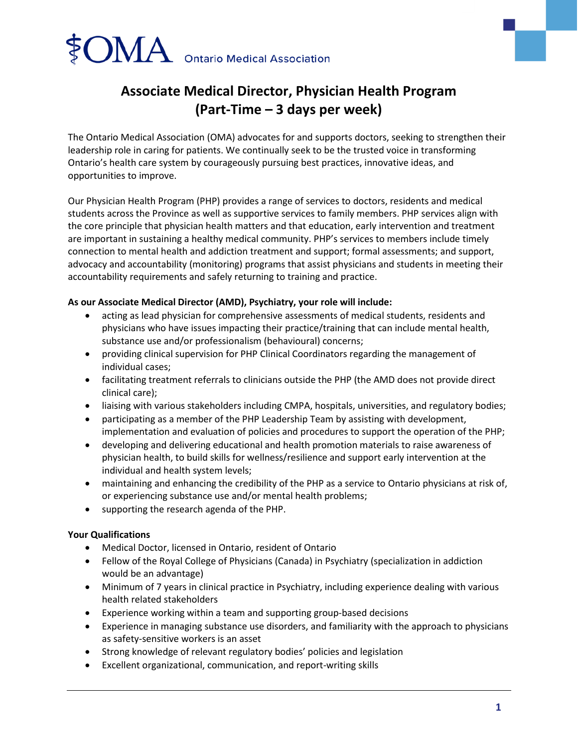OMA Ontario Medical Association

# Associate Medical Director, Physician Health Program (Part-Time – 3 days per week)

The Ontario Medical Association (OMA) advocates for and supports doctors, seeking to strengthen their leadership role in caring for patients. We continually seek to be the trusted voice in transforming Ontario's health care system by courageously pursuing best practices, innovative ideas, and opportunities to improve.

Our Physician Health Program (PHP) provides a range of services to doctors, residents and medical students across the Province as well as supportive services to family members. PHP services align with the core principle that physician health matters and that education, early intervention and treatment are important in sustaining a healthy medical community. PHP's services to members include timely connection to mental health and addiction treatment and support; formal assessments; and support, advocacy and accountability (monitoring) programs that assist physicians and students in meeting their accountability requirements and safely returning to training and practice.

**As our Associate Medical Director (AMD), Psychiatry, your role will include:**

- acting as lead physician for comprehensive assessments of medical students, residents and physicians who have issues impacting their practice/training that can include mental health, substance use and/or professionalism (behavioural) concerns;
- providing clinical supervision for PHP Clinical Coordinators regarding the management of individual cases;
- facilitating treatment referrals to clinicians outside the PHP (the AMD does not provide direct clinical care);
- liaising with various stakeholders including CMPA, hospitals, universities, and regulatory bodies;
- participating as a member of the PHP Leadership Team by assisting with development, implementation and evaluation of policies and procedures to support the operation of the PHP;
- developing and delivering educational and health promotion materials to raise awareness of physician health, to build skills for wellness/resilience and support early intervention at the individual and health system levels;
- maintaining and enhancing the credibility of the PHP as a service to Ontario physicians at risk of, or experiencing substance use and/or mental health problems;
- supporting the research agenda of the PHP.

**Your Qualifications**

- Medical Doctor, licensed in Ontario, resident of Ontario
- Fellow of the Royal College of Physicians (Canada) in Psychiatry (specialization in addiction would be an advantage)
- Minimum of 7 years in clinical practice in Psychiatry, including experience dealing with various health related stakeholders
- Experience working within a team and supporting group-based decisions
- Experience in managing substance use disorders, and familiarity with the approach to physicians as safety-sensitive workers is an asset
- Strong knowledge of relevant regulatory bodies' policies and legislation
- Excellent organizational, communication, and report-writing skills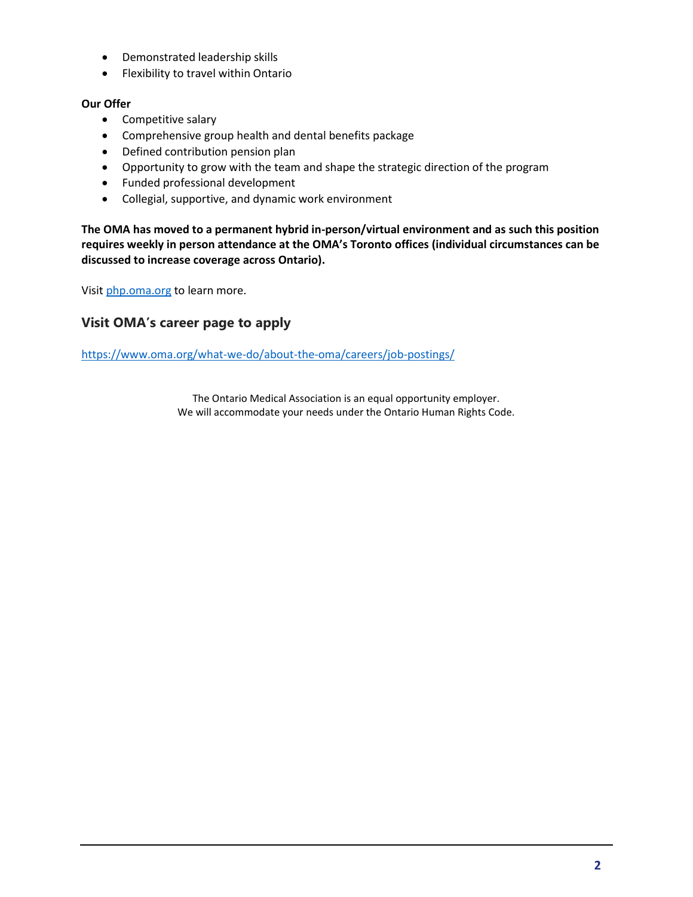- Demonstrated leadership skills
- Flexibility to travel within Ontario

**Our Offer**

- Competitive salary
- Comprehensive group health and dental benefits package
- Defined contribution pension plan
- Opportunity to grow with the team and shape the strategic direction of the program
- Funded professional development
- Collegial, supportive, and dynamic work environment

**The OMA has moved to a permanent hybrid in-person/virtual environment and as such this position requires weekly in person attendance at the OMA's Toronto offices (individual circumstances can be discussed to increase coverage across Ontario).**

Visit [php.oma.org](php.oma.org) to learn more.

## Visit OMA's career page to apply

[https://www.oma.org/what-we-do/about-the-oma/careers/job-postings/](https://www.oma.org/what-we-do/about-the-oma/careers/job-postings/)

The Ontario Medical Association is an equal opportunity employer.
We will accommodate your needs under the Ontario Human Rights Code.